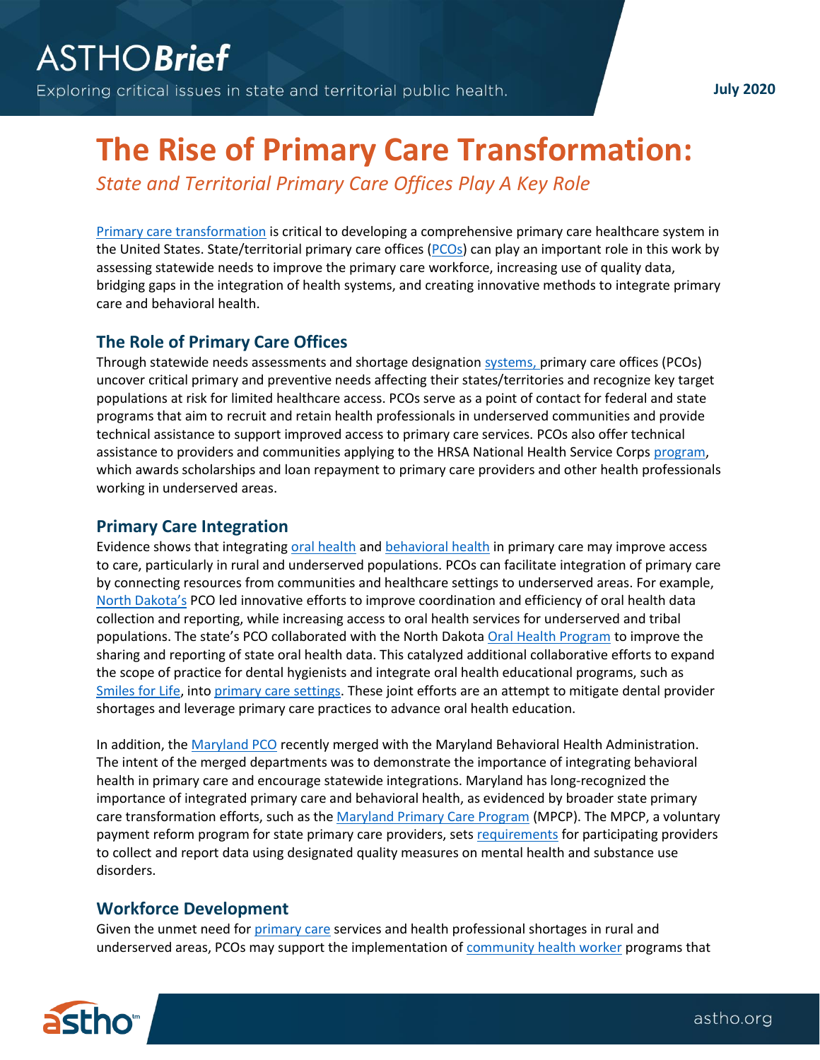ASTHO*Brief*

Exploring critical issues in state and territorial public health.

July 2020

# The Rise of Primary Care Transformation:

*State and Territorial Primary Care Offices Play A Key Role*

Primary care transformation is critical to developing a comprehensive primary care healthcare system in the United States. State/territorial primary care offices (PCOs) can play an important role in this work by assessing statewide needs to improve the primary care workforce, increasing use of quality data, bridging gaps in the integration of health systems, and creating innovative methods to integrate primary care and behavioral health.

## The Role of Primary Care Offices

Through statewide needs assessments and shortage designation systems, primary care offices (PCOs) uncover critical primary and preventive needs affecting their states/territories and recognize key target populations at risk for limited healthcare access. PCOs serve as a point of contact for federal and state programs that aim to recruit and retain health professionals in underserved communities and provide technical assistance to support improved access to primary care services. PCOs also offer technical assistance to providers and communities applying to the HRSA National Health Service Corps program, which awards scholarships and loan repayment to primary care providers and other health professionals working in underserved areas.

## Primary Care Integration

Evidence shows that integrating oral health and behavioral health in primary care may improve access to care, particularly in rural and underserved populations. PCOs can facilitate integration of primary care by connecting resources from communities and healthcare settings to underserved areas. For example, North Dakota's PCO led innovative efforts to improve coordination and efficiency of oral health data collection and reporting, while increasing access to oral health services for underserved and tribal populations. The state's PCO collaborated with the North Dakota Oral Health Program to improve the sharing and reporting of state oral health data. This catalyzed additional collaborative efforts to expand the scope of practice for dental hygienists and integrate oral health educational programs, such as Smiles for Life, into primary care settings. These joint efforts are an attempt to mitigate dental provider shortages and leverage primary care practices to advance oral health education.

In addition, the Maryland PCO recently merged with the Maryland Behavioral Health Administration. The intent of the merged departments was to demonstrate the importance of integrating behavioral health in primary care and encourage statewide integrations. Maryland has long-recognized the importance of integrated primary care and behavioral health, as evidenced by broader state primary care transformation efforts, such as the Maryland Primary Care Program (MPCP). The MPCP, a voluntary payment reform program for state primary care providers, sets requirements for participating providers to collect and report data using designated quality measures on mental health and substance use disorders.

## Workforce Development

Given the unmet need for primary care services and health professional shortages in rural and underserved areas, PCOs may support the implementation of community health worker programs that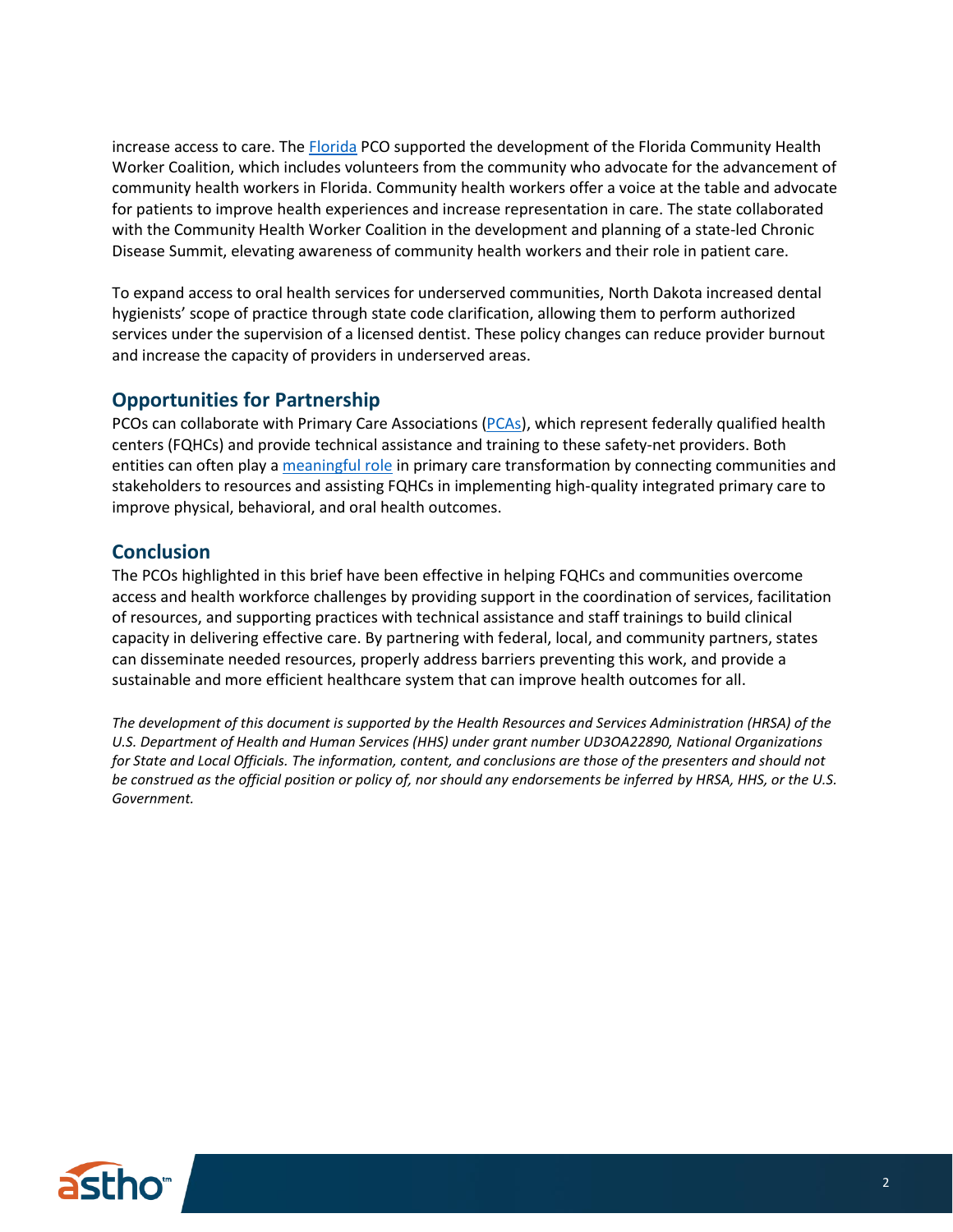increase access to care. The [Florida](#) PCO supported the development of the Florida Community Health Worker Coalition, which includes volunteers from the community who advocate for the advancement of community health workers in Florida. Community health workers offer a voice at the table and advocate for patients to improve health experiences and increase representation in care. The state collaborated with the Community Health Worker Coalition in the development and planning of a state-led Chronic Disease Summit, elevating awareness of community health workers and their role in patient care.

To expand access to oral health services for underserved communities, North Dakota increased dental hygienists' scope of practice through state code clarification, allowing them to perform authorized services under the supervision of a licensed dentist. These policy changes can reduce provider burnout and increase the capacity of providers in underserved areas.

## Opportunities for Partnership

PCOs can collaborate with Primary Care Associations (PCAs), which represent federally qualified health centers (FQHCs) and provide technical assistance and training to these safety-net providers. Both entities can often play a meaningful role in primary care transformation by connecting communities and stakeholders to resources and assisting FQHCs in implementing high-quality integrated primary care to improve physical, behavioral, and oral health outcomes.

## Conclusion

The PCOs highlighted in this brief have been effective in helping FQHCs and communities overcome access and health workforce challenges by providing support in the coordination of services, facilitation of resources, and supporting practices with technical assistance and staff trainings to build clinical capacity in delivering effective care. By partnering with federal, local, and community partners, states can disseminate needed resources, properly address barriers preventing this work, and provide a sustainable and more efficient healthcare system that can improve health outcomes for all.

*The development of this document is supported by the Health Resources and Services Administration (HRSA) of the U.S. Department of Health and Human Services (HHS) under grant number UD3OA22890, National Organizations for State and Local Officials. The information, content, and conclusions are those of the presenters and should not be construed as the official position or policy of, nor should any endorsements be inferred by HRSA, HHS, or the U.S. Government.*